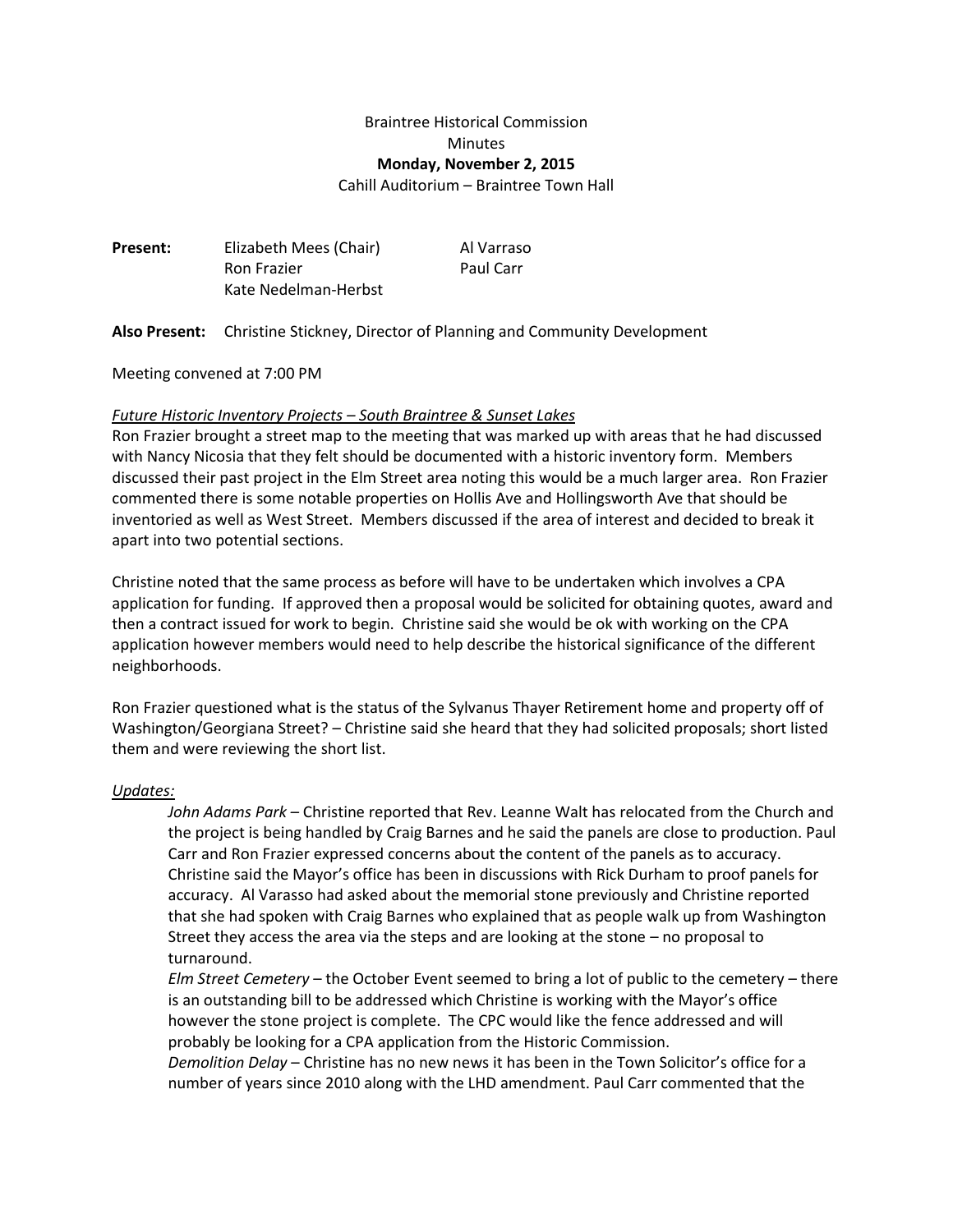Braintree Historical Commission
Minutes
**Monday, November 2, 2015**
Cahill Auditorium – Braintree Town Hall

**Present:** Elizabeth Mees (Chair), Al Varraso, Ron Frazier, Paul Carr, Kate Nedelman-Herbst

**Also Present:** Christine Stickney, Director of Planning and Community Development

Meeting convened at 7:00 PM

*Future Historic Inventory Projects – South Braintree & Sunset Lakes*

Ron Frazier brought a street map to the meeting that was marked up with areas that he had discussed with Nancy Nicosia that they felt should be documented with a historic inventory form. Members discussed their past project in the Elm Street area noting this would be a much larger area. Ron Frazier commented there is some notable properties on Hollis Ave and Hollingsworth Ave that should be inventoried as well as West Street. Members discussed if the area of interest and decided to break it apart into two potential sections.

Christine noted that the same process as before will have to be undertaken which involves a CPA application for funding. If approved then a proposal would be solicited for obtaining quotes, award and then a contract issued for work to begin. Christine said she would be ok with working on the CPA application however members would need to help describe the historical significance of the different neighborhoods.

Ron Frazier questioned what is the status of the Sylvanus Thayer Retirement home and property off of Washington/Georgiana Street? – Christine said she heard that they had solicited proposals; short listed them and were reviewing the short list.

*Updates:*

*John Adams Park* – Christine reported that Rev. Leanne Walt has relocated from the Church and the project is being handled by Craig Barnes and he said the panels are close to production. Paul Carr and Ron Frazier expressed concerns about the content of the panels as to accuracy. Christine said the Mayor's office has been in discussions with Rick Durham to proof panels for accuracy. Al Varasso had asked about the memorial stone previously and Christine reported that she had spoken with Craig Barnes who explained that as people walk up from Washington Street they access the area via the steps and are looking at the stone – no proposal to turnaround.

*Elm Street Cemetery* – the October Event seemed to bring a lot of public to the cemetery – there is an outstanding bill to be addressed which Christine is working with the Mayor's office however the stone project is complete. The CPC would like the fence addressed and will probably be looking for a CPA application from the Historic Commission.

*Demolition Delay* – Christine has no new news it has been in the Town Solicitor's office for a number of years since 2010 along with the LHD amendment. Paul Carr commented that the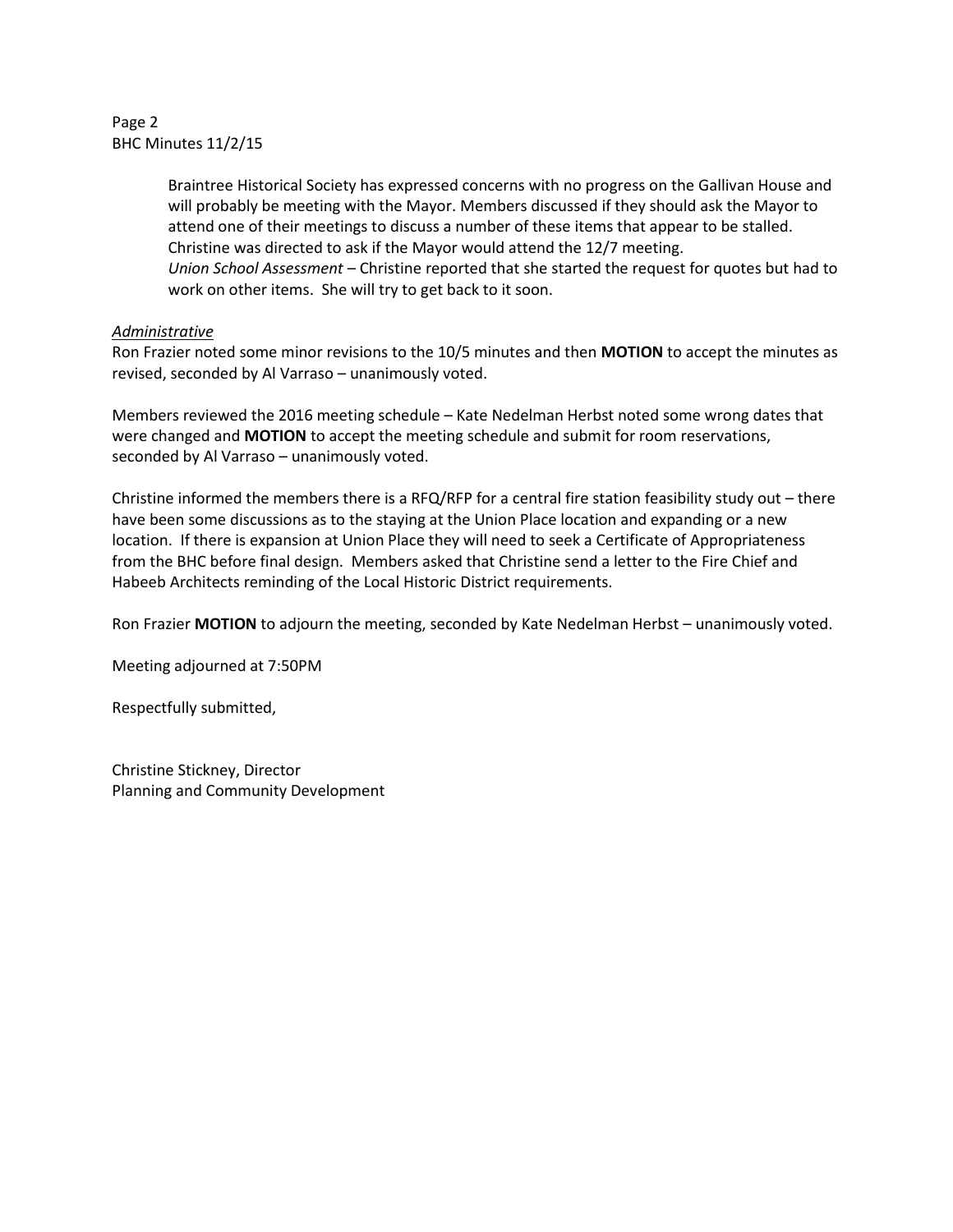Braintree Historical Society has expressed concerns with no progress on the Gallivan House and will probably be meeting with the Mayor. Members discussed if they should ask the Mayor to attend one of their meetings to discuss a number of these items that appear to be stalled. Christine was directed to ask if the Mayor would attend the 12/7 meeting.
*Union School Assessment* – Christine reported that she started the request for quotes but had to work on other items. She will try to get back to it soon.

*Administrative*
Ron Frazier noted some minor revisions to the 10/5 minutes and then **MOTION** to accept the minutes as revised, seconded by Al Varraso – unanimously voted.

Members reviewed the 2016 meeting schedule – Kate Nedelman Herbst noted some wrong dates that were changed and **MOTION** to accept the meeting schedule and submit for room reservations, seconded by Al Varraso – unanimously voted.

Christine informed the members there is a RFQ/RFP for a central fire station feasibility study out – there have been some discussions as to the staying at the Union Place location and expanding or a new location. If there is expansion at Union Place they will need to seek a Certificate of Appropriateness from the BHC before final design. Members asked that Christine send a letter to the Fire Chief and Habeeb Architects reminding of the Local Historic District requirements.

Ron Frazier **MOTION** to adjourn the meeting, seconded by Kate Nedelman Herbst – unanimously voted.

Meeting adjourned at 7:50PM

Respectfully submitted,

Christine Stickney, Director
Planning and Community Development